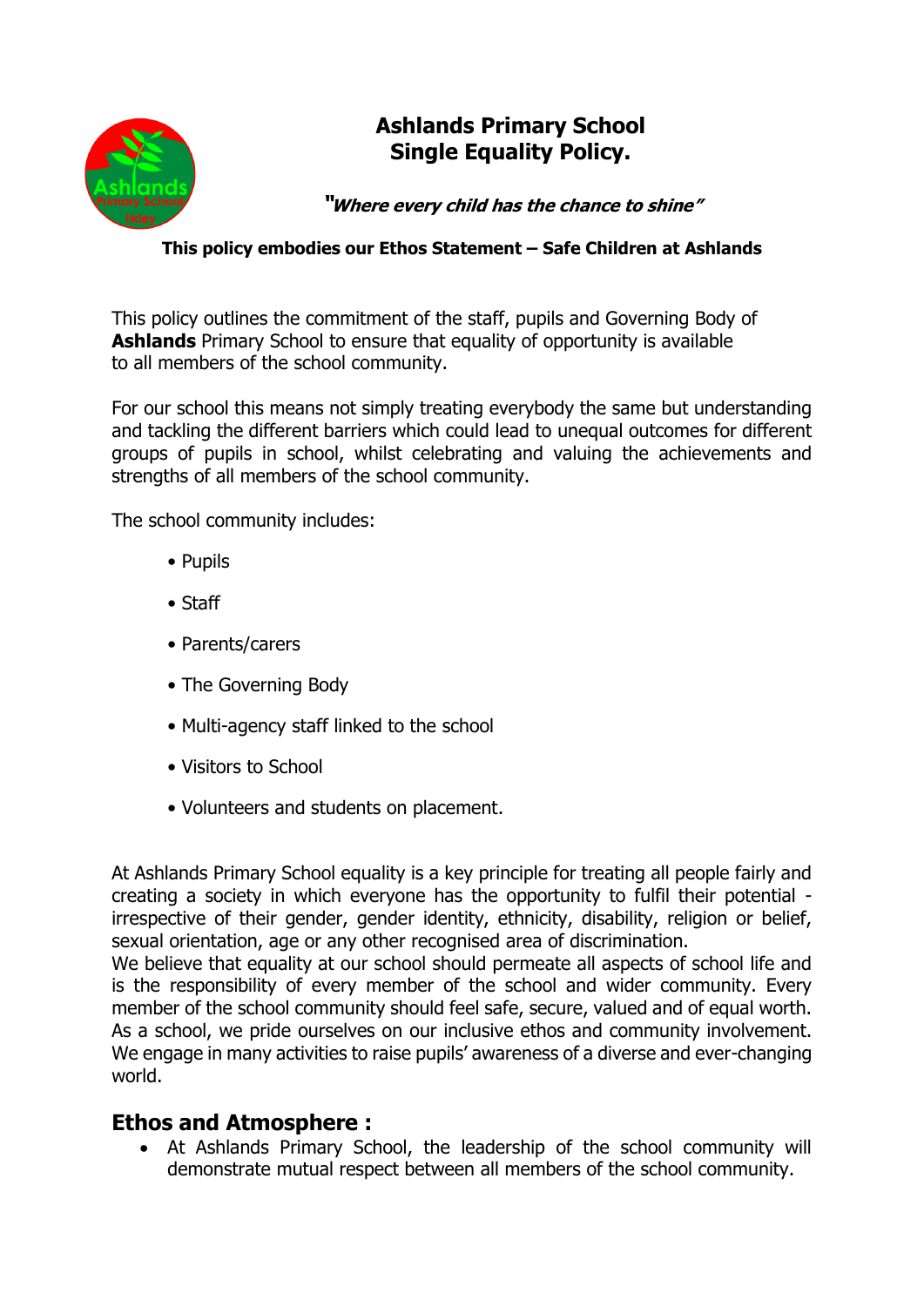# Ashlands Primary School
# Single Equality Policy.

***"Where every child has the chance to shine"***

**This policy embodies our Ethos Statement – Safe Children at Ashlands**

This policy outlines the commitment of the staff, pupils and Governing Body of **Ashlands** Primary School to ensure that equality of opportunity is available to all members of the school community.

For our school this means not simply treating everybody the same but understanding and tackling the different barriers which could lead to unequal outcomes for different groups of pupils in school, whilst celebrating and valuing the achievements and strengths of all members of the school community.

The school community includes:

- Pupils
- Staff
- Parents/carers
- The Governing Body
- Multi-agency staff linked to the school
- Visitors to School
- Volunteers and students on placement.

At Ashlands Primary School equality is a key principle for treating all people fairly and creating a society in which everyone has the opportunity to fulfil their potential - irrespective of their gender, gender identity, ethnicity, disability, religion or belief, sexual orientation, age or any other recognised area of discrimination.
We believe that equality at our school should permeate all aspects of school life and is the responsibility of every member of the school and wider community. Every member of the school community should feel safe, secure, valued and of equal worth. As a school, we pride ourselves on our inclusive ethos and community involvement. We engage in many activities to raise pupils' awareness of a diverse and ever-changing world.

## Ethos and Atmosphere :

- At Ashlands Primary School, the leadership of the school community will demonstrate mutual respect between all members of the school community.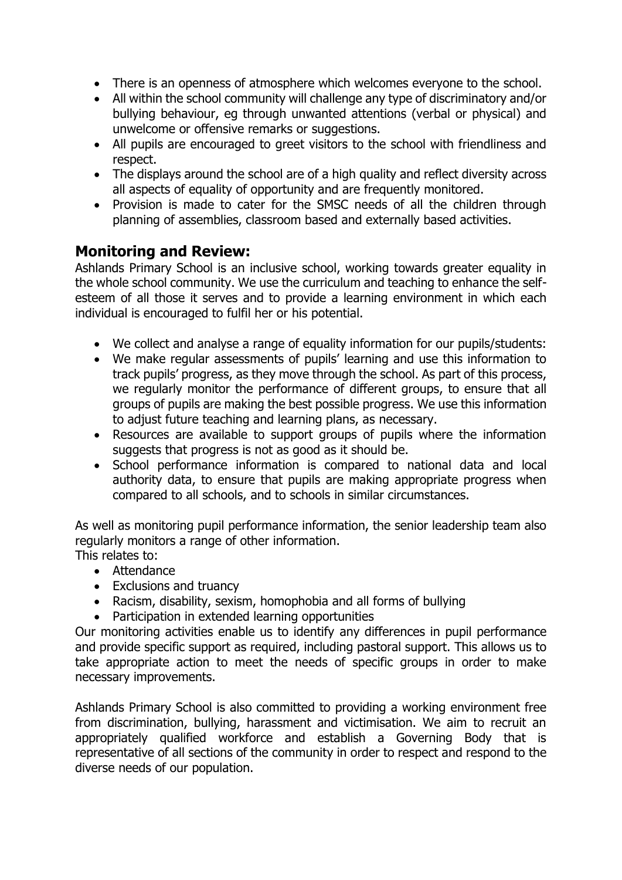- There is an openness of atmosphere which welcomes everyone to the school.
- All within the school community will challenge any type of discriminatory and/or bullying behaviour, eg through unwanted attentions (verbal or physical) and unwelcome or offensive remarks or suggestions.
- All pupils are encouraged to greet visitors to the school with friendliness and respect.
- The displays around the school are of a high quality and reflect diversity across all aspects of equality of opportunity and are frequently monitored.
- Provision is made to cater for the SMSC needs of all the children through planning of assemblies, classroom based and externally based activities.

## Monitoring and Review:

Ashlands Primary School is an inclusive school, working towards greater equality in the whole school community. We use the curriculum and teaching to enhance the self-esteem of all those it serves and to provide a learning environment in which each individual is encouraged to fulfil her or his potential.

- We collect and analyse a range of equality information for our pupils/students:
- We make regular assessments of pupils' learning and use this information to track pupils' progress, as they move through the school. As part of this process, we regularly monitor the performance of different groups, to ensure that all groups of pupils are making the best possible progress. We use this information to adjust future teaching and learning plans, as necessary.
- Resources are available to support groups of pupils where the information suggests that progress is not as good as it should be.
- School performance information is compared to national data and local authority data, to ensure that pupils are making appropriate progress when compared to all schools, and to schools in similar circumstances.

As well as monitoring pupil performance information, the senior leadership team also regularly monitors a range of other information.
This relates to:

- Attendance
- Exclusions and truancy
- Racism, disability, sexism, homophobia and all forms of bullying
- Participation in extended learning opportunities

Our monitoring activities enable us to identify any differences in pupil performance and provide specific support as required, including pastoral support. This allows us to take appropriate action to meet the needs of specific groups in order to make necessary improvements.

Ashlands Primary School is also committed to providing a working environment free from discrimination, bullying, harassment and victimisation. We aim to recruit an appropriately qualified workforce and establish a Governing Body that is representative of all sections of the community in order to respect and respond to the diverse needs of our population.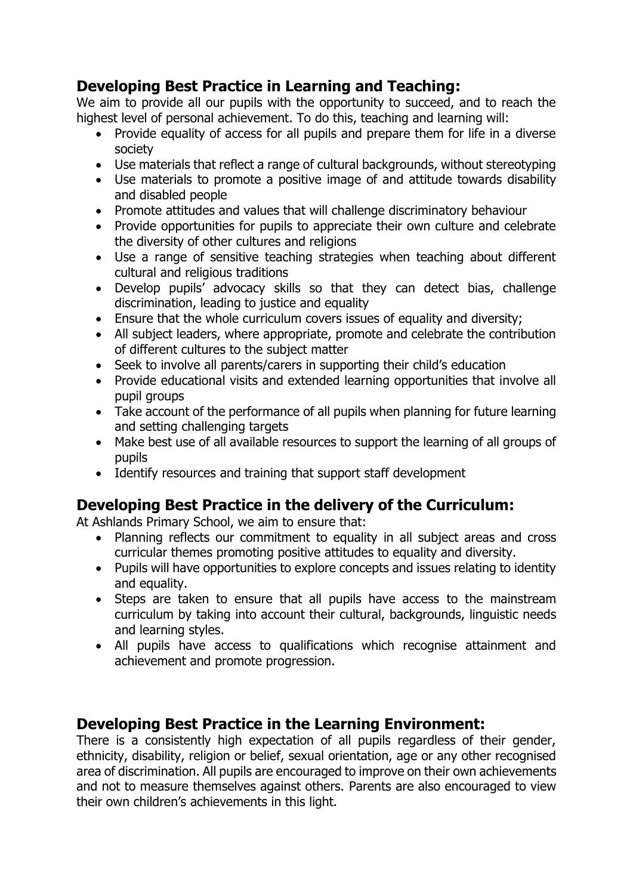## Developing Best Practice in Learning and Teaching:

We aim to provide all our pupils with the opportunity to succeed, and to reach the highest level of personal achievement. To do this, teaching and learning will:

- Provide equality of access for all pupils and prepare them for life in a diverse society
- Use materials that reflect a range of cultural backgrounds, without stereotyping
- Use materials to promote a positive image of and attitude towards disability and disabled people
- Promote attitudes and values that will challenge discriminatory behaviour
- Provide opportunities for pupils to appreciate their own culture and celebrate the diversity of other cultures and religions
- Use a range of sensitive teaching strategies when teaching about different cultural and religious traditions
- Develop pupils' advocacy skills so that they can detect bias, challenge discrimination, leading to justice and equality
- Ensure that the whole curriculum covers issues of equality and diversity;
- All subject leaders, where appropriate, promote and celebrate the contribution of different cultures to the subject matter
- Seek to involve all parents/carers in supporting their child's education
- Provide educational visits and extended learning opportunities that involve all pupil groups
- Take account of the performance of all pupils when planning for future learning and setting challenging targets
- Make best use of all available resources to support the learning of all groups of pupils
- Identify resources and training that support staff development

## Developing Best Practice in the delivery of the Curriculum:

At Ashlands Primary School, we aim to ensure that:

- Planning reflects our commitment to equality in all subject areas and cross curricular themes promoting positive attitudes to equality and diversity.
- Pupils will have opportunities to explore concepts and issues relating to identity and equality.
- Steps are taken to ensure that all pupils have access to the mainstream curriculum by taking into account their cultural, backgrounds, linguistic needs and learning styles.
- All pupils have access to qualifications which recognise attainment and achievement and promote progression.

## Developing Best Practice in the Learning Environment:

There is a consistently high expectation of all pupils regardless of their gender, ethnicity, disability, religion or belief, sexual orientation, age or any other recognised area of discrimination. All pupils are encouraged to improve on their own achievements and not to measure themselves against others. Parents are also encouraged to view their own children's achievements in this light.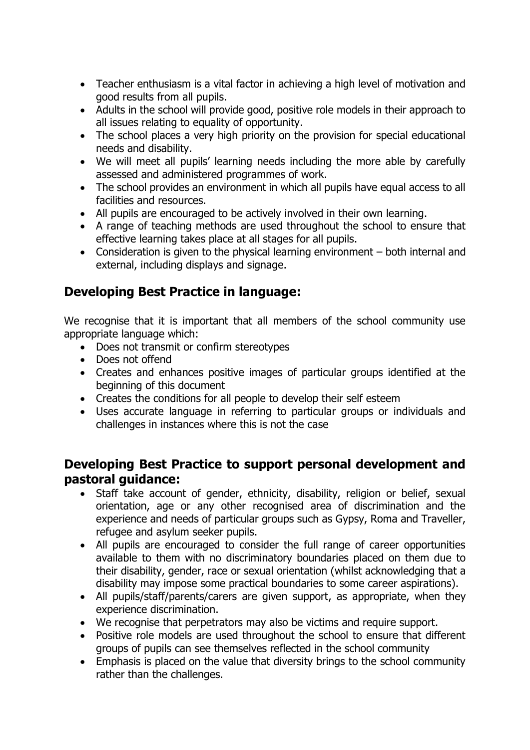- Teacher enthusiasm is a vital factor in achieving a high level of motivation and good results from all pupils.
- Adults in the school will provide good, positive role models in their approach to all issues relating to equality of opportunity.
- The school places a very high priority on the provision for special educational needs and disability.
- We will meet all pupils' learning needs including the more able by carefully assessed and administered programmes of work.
- The school provides an environment in which all pupils have equal access to all facilities and resources.
- All pupils are encouraged to be actively involved in their own learning.
- A range of teaching methods are used throughout the school to ensure that effective learning takes place at all stages for all pupils.
- Consideration is given to the physical learning environment – both internal and external, including displays and signage.

## Developing Best Practice in language:

We recognise that it is important that all members of the school community use appropriate language which:

- Does not transmit or confirm stereotypes
- Does not offend
- Creates and enhances positive images of particular groups identified at the beginning of this document
- Creates the conditions for all people to develop their self esteem
- Uses accurate language in referring to particular groups or individuals and challenges in instances where this is not the case

## Developing Best Practice to support personal development and pastoral guidance:

- Staff take account of gender, ethnicity, disability, religion or belief, sexual orientation, age or any other recognised area of discrimination and the experience and needs of particular groups such as Gypsy, Roma and Traveller, refugee and asylum seeker pupils.
- All pupils are encouraged to consider the full range of career opportunities available to them with no discriminatory boundaries placed on them due to their disability, gender, race or sexual orientation (whilst acknowledging that a disability may impose some practical boundaries to some career aspirations).
- All pupils/staff/parents/carers are given support, as appropriate, when they experience discrimination.
- We recognise that perpetrators may also be victims and require support.
- Positive role models are used throughout the school to ensure that different groups of pupils can see themselves reflected in the school community
- Emphasis is placed on the value that diversity brings to the school community rather than the challenges.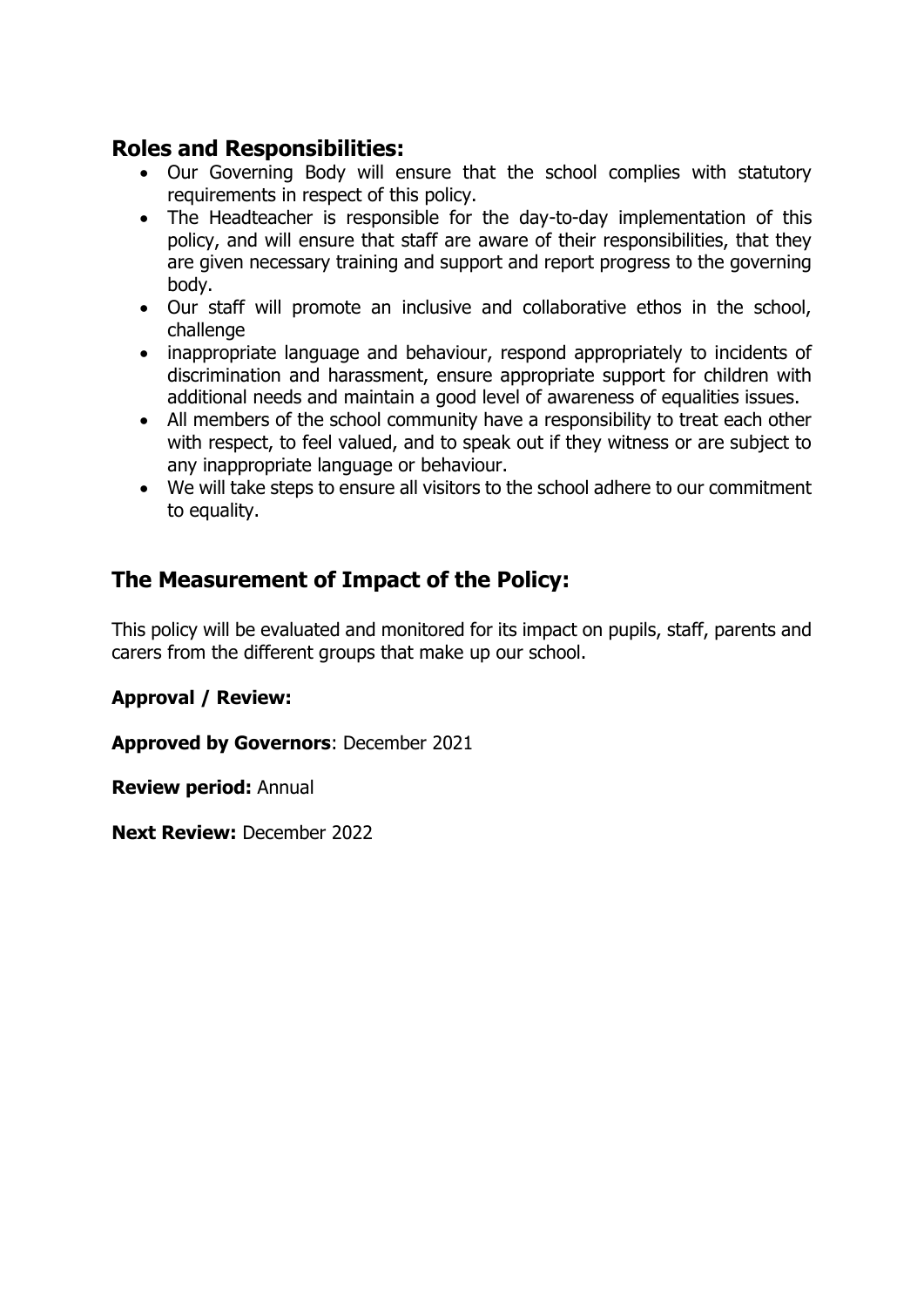## Roles and Responsibilities:

- Our Governing Body will ensure that the school complies with statutory requirements in respect of this policy.
- The Headteacher is responsible for the day-to-day implementation of this policy, and will ensure that staff are aware of their responsibilities, that they are given necessary training and support and report progress to the governing body.
- Our staff will promote an inclusive and collaborative ethos in the school, challenge
- inappropriate language and behaviour, respond appropriately to incidents of discrimination and harassment, ensure appropriate support for children with additional needs and maintain a good level of awareness of equalities issues.
- All members of the school community have a responsibility to treat each other with respect, to feel valued, and to speak out if they witness or are subject to any inappropriate language or behaviour.
- We will take steps to ensure all visitors to the school adhere to our commitment to equality.

## The Measurement of Impact of the Policy:

This policy will be evaluated and monitored for its impact on pupils, staff, parents and carers from the different groups that make up our school.

**Approval / Review:**

**Approved by Governors**: December 2021

**Review period:** Annual

**Next Review:** December 2022